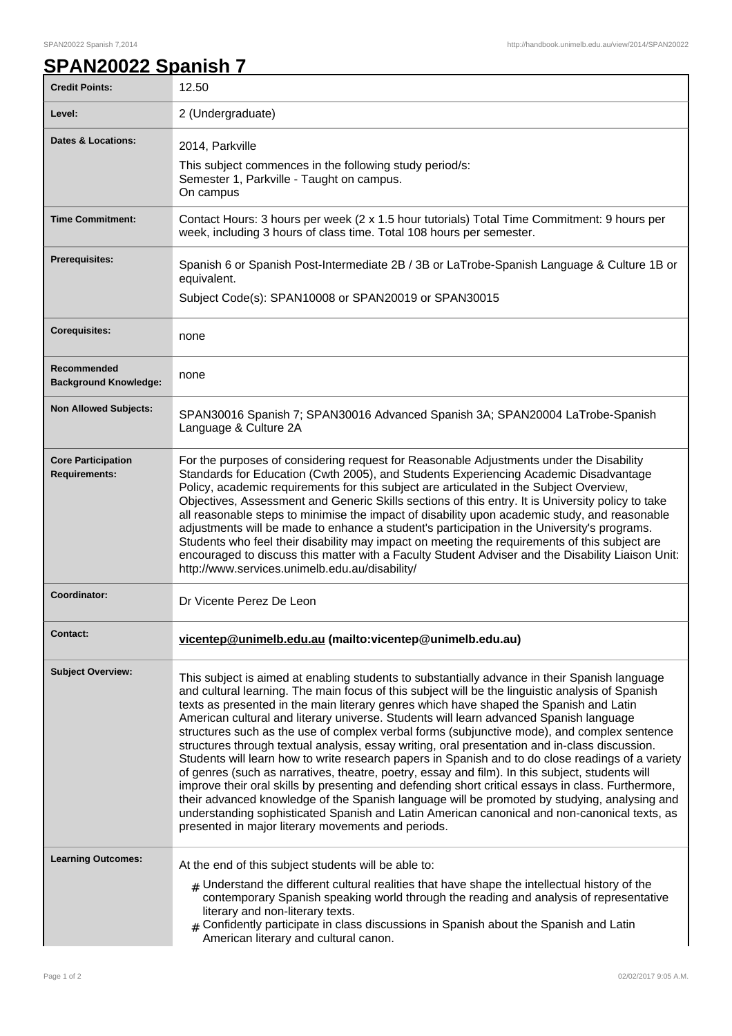# SPAN20022 Spanish 7

| | |
|---|---|
| **Credit Points:** | 12.50 |
| **Level:** | 2 (Undergraduate) |
| **Dates & Locations:** | 2014, Parkville<br>This subject commences in the following study period/s:<br>Semester 1, Parkville - Taught on campus.<br>On campus |
| **Time Commitment:** | Contact Hours: 3 hours per week (2 x 1.5 hour tutorials) Total Time Commitment: 9 hours per week, including 3 hours of class time. Total 108 hours per semester. |
| **Prerequisites:** | Spanish 6 or Spanish Post-Intermediate 2B / 3B or LaTrobe-Spanish Language & Culture 1B or equivalent.<br>Subject Code(s): SPAN10008 or SPAN20019 or SPAN30015 |
| **Corequisites:** | none |
| **Recommended Background Knowledge:** | none |
| **Non Allowed Subjects:** | SPAN30016 Spanish 7; SPAN30016 Advanced Spanish 3A; SPAN20004 LaTrobe-Spanish Language & Culture 2A |
| **Core Participation Requirements:** | For the purposes of considering request for Reasonable Adjustments under the Disability Standards for Education (Cwth 2005), and Students Experiencing Academic Disadvantage Policy, academic requirements for this subject are articulated in the Subject Overview, Objectives, Assessment and Generic Skills sections of this entry. It is University policy to take all reasonable steps to minimise the impact of disability upon academic study, and reasonable adjustments will be made to enhance a student's participation in the University's programs. Students who feel their disability may impact on meeting the requirements of this subject are encouraged to discuss this matter with a Faculty Student Adviser and the Disability Liaison Unit: http://www.services.unimelb.edu.au/disability/ |
| **Coordinator:** | Dr Vicente Perez De Leon |
| **Contact:** | **vicentep@unimelb.edu.au (mailto:vicentep@unimelb.edu.au)** |
| **Subject Overview:** | This subject is aimed at enabling students to substantially advance in their Spanish language and cultural learning. The main focus of this subject will be the linguistic analysis of Spanish texts as presented in the main literary genres which have shaped the Spanish and Latin American cultural and literary universe. Students will learn advanced Spanish language structures such as the use of complex verbal forms (subjunctive mode), and complex sentence structures through textual analysis, essay writing, oral presentation and in-class discussion. Students will learn how to write research papers in Spanish and to do close readings of a variety of genres (such as narratives, theatre, poetry, essay and film). In this subject, students will improve their oral skills by presenting and defending short critical essays in class. Furthermore, their advanced knowledge of the Spanish language will be promoted by studying, analysing and understanding sophisticated Spanish and Latin American canonical and non-canonical texts, as presented in major literary movements and periods. |
| **Learning Outcomes:** | At the end of this subject students will be able to:<br># Understand the different cultural realities that have shape the intellectual history of the contemporary Spanish speaking world through the reading and analysis of representative literary and non-literary texts.<br># Confidently participate in class discussions in Spanish about the Spanish and Latin American literary and cultural canon. |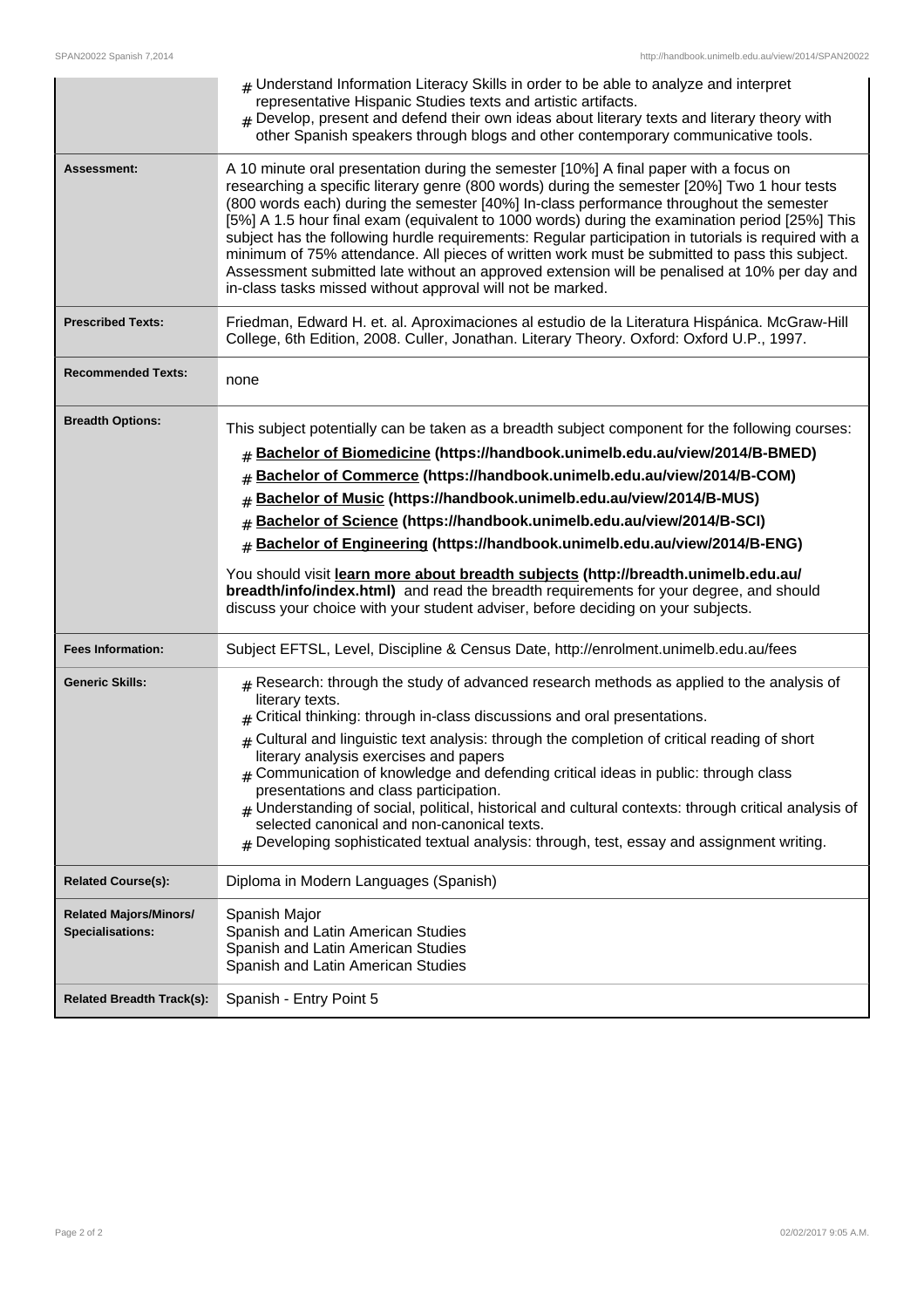| | |
|---|---|
| | # Understand Information Literacy Skills in order to be able to analyze and interpret representative Hispanic Studies texts and artistic artifacts.<br># Develop, present and defend their own ideas about literary texts and literary theory with other Spanish speakers through blogs and other contemporary communicative tools. |
| **Assessment:** | A 10 minute oral presentation during the semester [10%] A final paper with a focus on researching a specific literary genre (800 words) during the semester [20%] Two 1 hour tests (800 words each) during the semester [40%] In-class performance throughout the semester [5%] A 1.5 hour final exam (equivalent to 1000 words) during the examination period [25%] This subject has the following hurdle requirements: Regular participation in tutorials is required with a minimum of 75% attendance. All pieces of written work must be submitted to pass this subject. Assessment submitted late without an approved extension will be penalised at 10% per day and in-class tasks missed without approval will not be marked. |
| **Prescribed Texts:** | Friedman, Edward H. et. al. Aproximaciones al estudio de la Literatura Hispánica. McGraw-Hill College, 6th Edition, 2008. Culler, Jonathan. Literary Theory. Oxford: Oxford U.P., 1997. |
| **Recommended Texts:** | none |
| **Breadth Options:** | This subject potentially can be taken as a breadth subject component for the following courses:<br># **Bachelor of Biomedicine (https://handbook.unimelb.edu.au/view/2014/B-BMED)**<br># **Bachelor of Commerce (https://handbook.unimelb.edu.au/view/2014/B-COM)**<br># **Bachelor of Music (https://handbook.unimelb.edu.au/view/2014/B-MUS)**<br># **Bachelor of Science (https://handbook.unimelb.edu.au/view/2014/B-SCI)**<br># **Bachelor of Engineering (https://handbook.unimelb.edu.au/view/2014/B-ENG)**<br>You should visit **learn more about breadth subjects (http://breadth.unimelb.edu.au/breadth/info/index.html)** and read the breadth requirements for your degree, and should discuss your choice with your student adviser, before deciding on your subjects. |
| **Fees Information:** | Subject EFTSL, Level, Discipline & Census Date, http://enrolment.unimelb.edu.au/fees |
| **Generic Skills:** | # Research: through the study of advanced research methods as applied to the analysis of literary texts.<br># Critical thinking: through in-class discussions and oral presentations.<br># Cultural and linguistic text analysis: through the completion of critical reading of short literary analysis exercises and papers<br># Communication of knowledge and defending critical ideas in public: through class presentations and class participation.<br># Understanding of social, political, historical and cultural contexts: through critical analysis of selected canonical and non-canonical texts.<br># Developing sophisticated textual analysis: through, test, essay and assignment writing. |
| **Related Course(s):** | Diploma in Modern Languages (Spanish) |
| **Related Majors/Minors/ Specialisations:** | Spanish Major<br>Spanish and Latin American Studies<br>Spanish and Latin American Studies<br>Spanish and Latin American Studies |
| **Related Breadth Track(s):** | Spanish - Entry Point 5 |